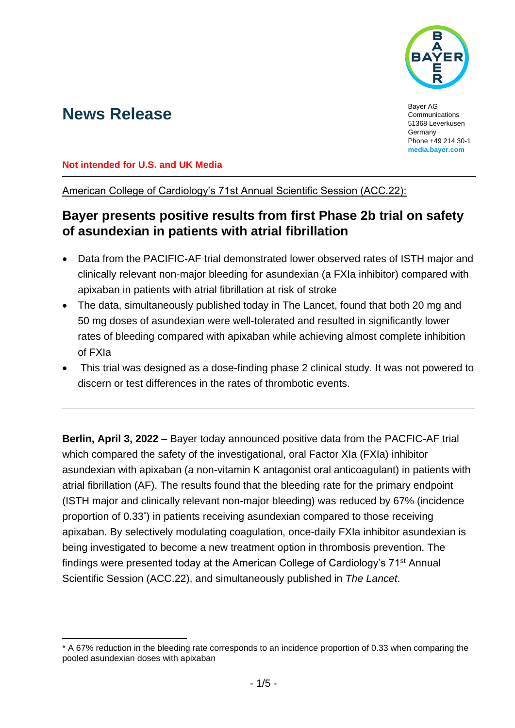# News Release

Bayer AG
Communications
51368 Leverkusen
Germany
Phone +49 214 30-1
**media.bayer.com**

**Not intended for U.S. and UK Media**

American College of Cardiology's 71st Annual Scientific Session (ACC.22):

## Bayer presents positive results from first Phase 2b trial on safety of asundexian in patients with atrial fibrillation

- Data from the PACIFIC-AF trial demonstrated lower observed rates of ISTH major and clinically relevant non-major bleeding for asundexian (a FXIa inhibitor) compared with apixaban in patients with atrial fibrillation at risk of stroke
- The data, simultaneously published today in The Lancet, found that both 20 mg and 50 mg doses of asundexian were well-tolerated and resulted in significantly lower rates of bleeding compared with apixaban while achieving almost complete inhibition of FXIa
- This trial was designed as a dose-finding phase 2 clinical study. It was not powered to discern or test differences in the rates of thrombotic events.

---

**Berlin, April 3, 2022** – Bayer today announced positive data from the PACFIC-AF trial which compared the safety of the investigational, oral Factor XIa (FXIa) inhibitor asundexian with apixaban (a non-vitamin K antagonist oral anticoagulant) in patients with atrial fibrillation (AF). The results found that the bleeding rate for the primary endpoint (ISTH major and clinically relevant non-major bleeding) was reduced by 67% (incidence proportion of 0.33*) in patients receiving asundexian compared to those receiving apixaban. By selectively modulating coagulation, once-daily FXIa inhibitor asundexian is being investigated to become a new treatment option in thrombosis prevention. The findings were presented today at the American College of Cardiology's 71st Annual Scientific Session (ACC.22), and simultaneously published in *The Lancet*.

* A 67% reduction in the bleeding rate corresponds to an incidence proportion of 0.33 when comparing the pooled asundexian doses with apixaban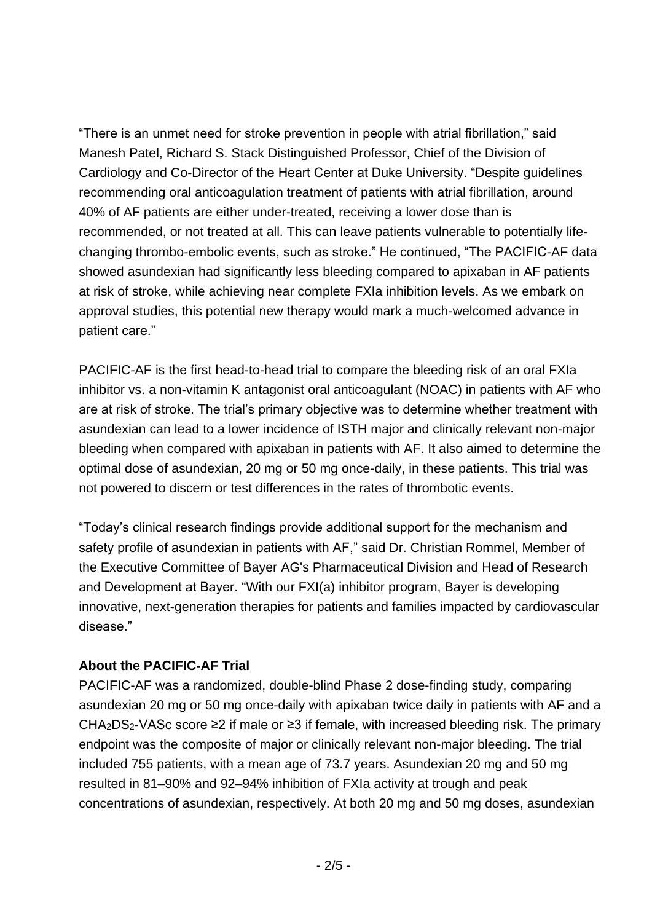“There is an unmet need for stroke prevention in people with atrial fibrillation,” said Manesh Patel, Richard S. Stack Distinguished Professor, Chief of the Division of Cardiology and Co-Director of the Heart Center at Duke University. “Despite guidelines recommending oral anticoagulation treatment of patients with atrial fibrillation, around 40% of AF patients are either under-treated, receiving a lower dose than is recommended, or not treated at all. This can leave patients vulnerable to potentially life-changing thrombo-embolic events, such as stroke.” He continued, “The PACIFIC-AF data showed asundexian had significantly less bleeding compared to apixaban in AF patients at risk of stroke, while achieving near complete FXIa inhibition levels. As we embark on approval studies, this potential new therapy would mark a much-welcomed advance in patient care.”

PACIFIC-AF is the first head-to-head trial to compare the bleeding risk of an oral FXIa inhibitor vs. a non-vitamin K antagonist oral anticoagulant (NOAC) in patients with AF who are at risk of stroke. The trial’s primary objective was to determine whether treatment with asundexian can lead to a lower incidence of ISTH major and clinically relevant non-major bleeding when compared with apixaban in patients with AF. It also aimed to determine the optimal dose of asundexian, 20 mg or 50 mg once-daily, in these patients. This trial was not powered to discern or test differences in the rates of thrombotic events.

“Today’s clinical research findings provide additional support for the mechanism and safety profile of asundexian in patients with AF,” said Dr. Christian Rommel, Member of the Executive Committee of Bayer AG's Pharmaceutical Division and Head of Research and Development at Bayer. “With our FXI(a) inhibitor program, Bayer is developing innovative, next-generation therapies for patients and families impacted by cardiovascular disease.”

**About the PACIFIC-AF Trial**

PACIFIC-AF was a randomized, double-blind Phase 2 dose-finding study, comparing asundexian 20 mg or 50 mg once-daily with apixaban twice daily in patients with AF and a $CHA_2DS_2$-VASc score ≥2 if male or ≥3 if female, with increased bleeding risk. The primary endpoint was the composite of major or clinically relevant non-major bleeding. The trial included 755 patients, with a mean age of 73.7 years. Asundexian 20 mg and 50 mg resulted in 81–90% and 92–94% inhibition of FXIa activity at trough and peak concentrations of asundexian, respectively. At both 20 mg and 50 mg doses, asundexian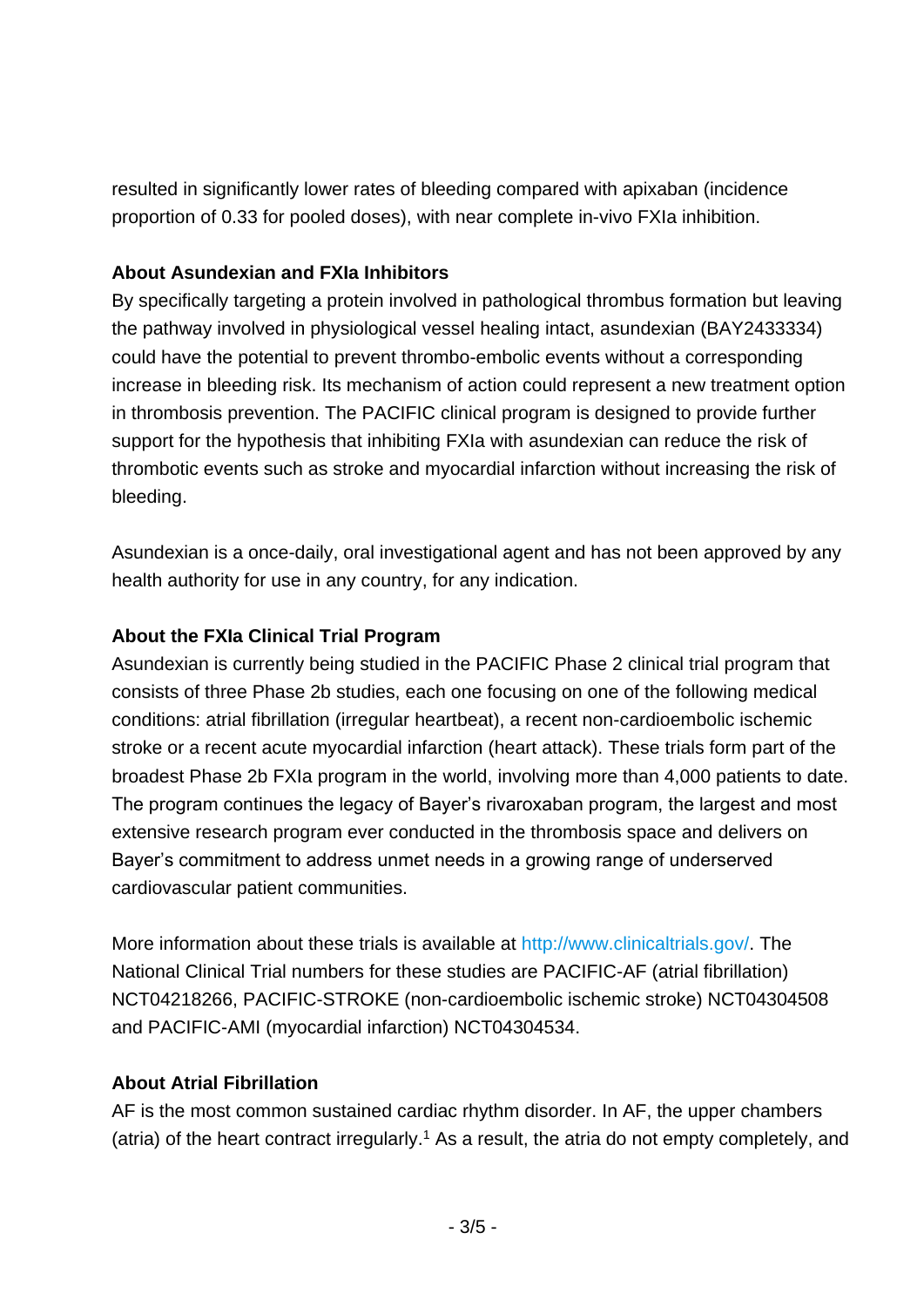resulted in significantly lower rates of bleeding compared with apixaban (incidence proportion of 0.33 for pooled doses), with near complete in-vivo FXIa inhibition.

**About Asundexian and FXIa Inhibitors**

By specifically targeting a protein involved in pathological thrombus formation but leaving the pathway involved in physiological vessel healing intact, asundexian (BAY2433334) could have the potential to prevent thrombo-embolic events without a corresponding increase in bleeding risk. Its mechanism of action could represent a new treatment option in thrombosis prevention. The PACIFIC clinical program is designed to provide further support for the hypothesis that inhibiting FXIa with asundexian can reduce the risk of thrombotic events such as stroke and myocardial infarction without increasing the risk of bleeding.

Asundexian is a once-daily, oral investigational agent and has not been approved by any health authority for use in any country, for any indication.

**About the FXIa Clinical Trial Program**

Asundexian is currently being studied in the PACIFIC Phase 2 clinical trial program that consists of three Phase 2b studies, each one focusing on one of the following medical conditions: atrial fibrillation (irregular heartbeat), a recent non-cardioembolic ischemic stroke or a recent acute myocardial infarction (heart attack). These trials form part of the broadest Phase 2b FXIa program in the world, involving more than 4,000 patients to date. The program continues the legacy of Bayer's rivaroxaban program, the largest and most extensive research program ever conducted in the thrombosis space and delivers on Bayer's commitment to address unmet needs in a growing range of underserved cardiovascular patient communities.

More information about these trials is available at http://www.clinicaltrials.gov/. The National Clinical Trial numbers for these studies are PACIFIC-AF (atrial fibrillation) NCT04218266, PACIFIC-STROKE (non-cardioembolic ischemic stroke) NCT04304508 and PACIFIC-AMI (myocardial infarction) NCT04304534.

**About Atrial Fibrillation**

AF is the most common sustained cardiac rhythm disorder. In AF, the upper chambers (atria) of the heart contract irregularly.[1] As a result, the atria do not empty completely, and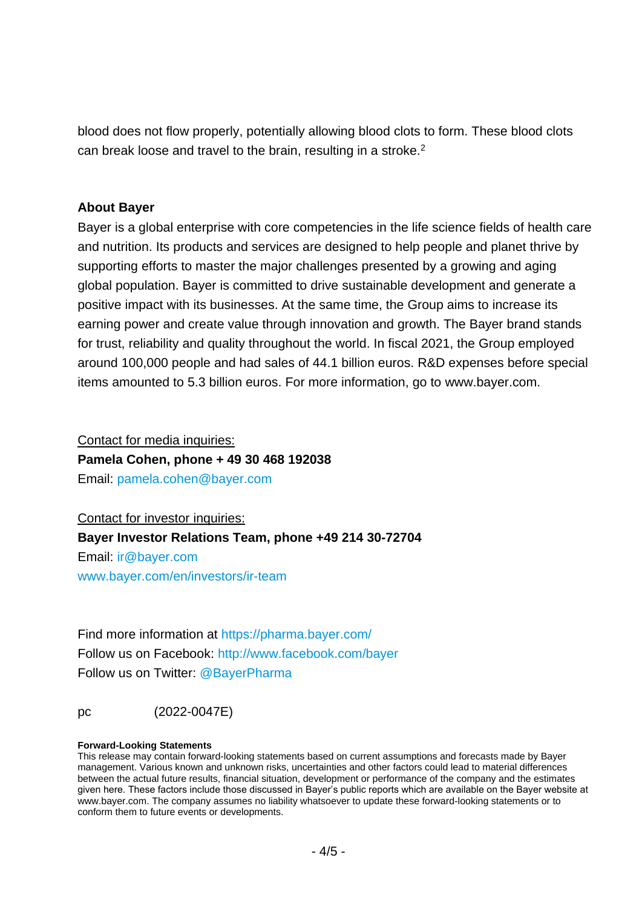blood does not flow properly, potentially allowing blood clots to form. These blood clots can break loose and travel to the brain, resulting in a stroke.[2]

**About Bayer**

Bayer is a global enterprise with core competencies in the life science fields of health care and nutrition. Its products and services are designed to help people and planet thrive by supporting efforts to master the major challenges presented by a growing and aging global population. Bayer is committed to drive sustainable development and generate a positive impact with its businesses. At the same time, the Group aims to increase its earning power and create value through innovation and growth. The Bayer brand stands for trust, reliability and quality throughout the world. In fiscal 2021, the Group employed around 100,000 people and had sales of 44.1 billion euros. R&D expenses before special items amounted to 5.3 billion euros. For more information, go to www.bayer.com.

Contact for media inquiries:
**Pamela Cohen, phone + 49 30 468 192038**
Email: pamela.cohen@bayer.com

Contact for investor inquiries:
**Bayer Investor Relations Team, phone +49 214 30-72704**
Email: ir@bayer.com
www.bayer.com/en/investors/ir-team

Find more information at https://pharma.bayer.com/
Follow us on Facebook: http://www.facebook.com/bayer
Follow us on Twitter: @BayerPharma

pc (2022-0047E)

**Forward-Looking Statements**
This release may contain forward-looking statements based on current assumptions and forecasts made by Bayer management. Various known and unknown risks, uncertainties and other factors could lead to material differences between the actual future results, financial situation, development or performance of the company and the estimates given here. These factors include those discussed in Bayer's public reports which are available on the Bayer website at www.bayer.com. The company assumes no liability whatsoever to update these forward-looking statements or to conform them to future events or developments.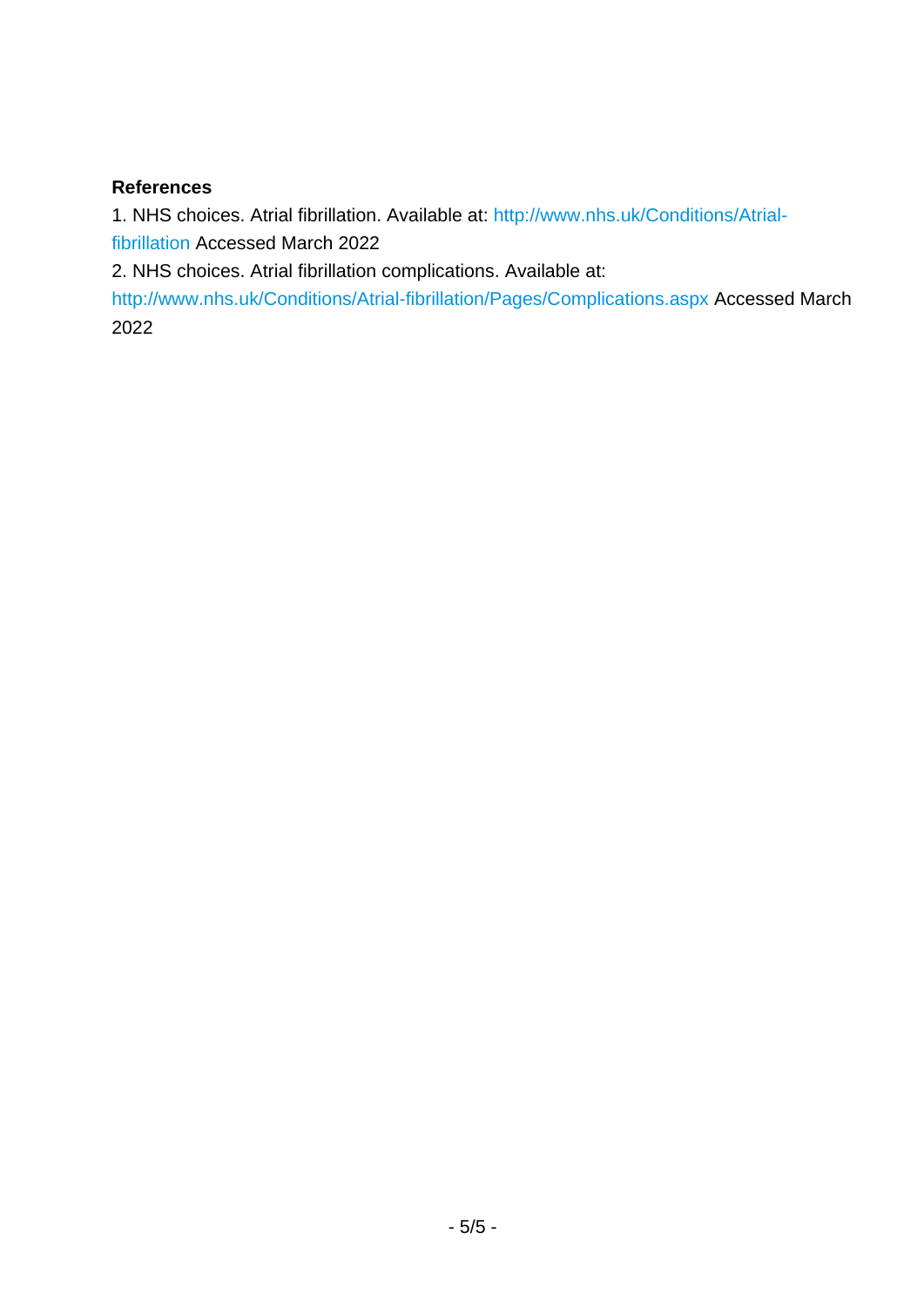**References**

1. NHS choices. Atrial fibrillation. Available at: http://www.nhs.uk/Conditions/Atrial-fibrillation Accessed March 2022
2. NHS choices. Atrial fibrillation complications. Available at: http://www.nhs.uk/Conditions/Atrial-fibrillation/Pages/Complications.aspx Accessed March 2022